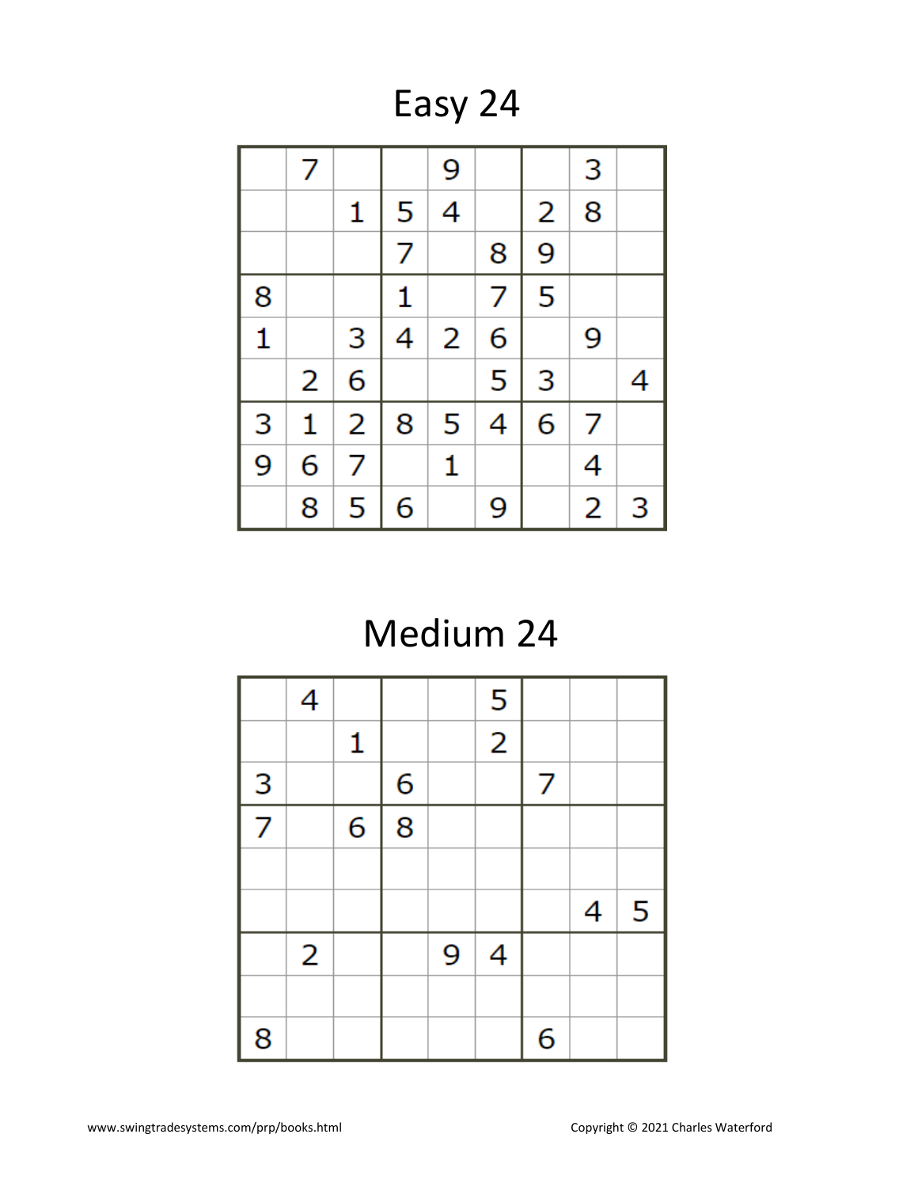# Easy 24

| | | | | | | | | |
|---|---|---|---|---|---|---|---|---|
| | 7 | | | 9 | | | 3 | |
| | | 1 | 5 | 4 | | 2 | 8 | |
| | | | 7 | | 8 | 9 | | |
| 8 | | | 1 | | 7 | 5 | | |
| 1 | | 3 | 4 | 2 | 6 | | 9 | |
| | 2 | 6 | | | 5 | 3 | | 4 |
| 3 | 1 | 2 | 8 | 5 | 4 | 6 | 7 | |
| 9 | 6 | 7 | | 1 | | | 4 | |
| | 8 | 5 | 6 | | 9 | | 2 | 3 |

# Medium 24

| | | | | | | | | |
|---|---|---|---|---|---|---|---|---|
| | 4 | | | | 5 | | | |
| | | 1 | | | 2 | | | |
| 3 | | | 6 | | | 7 | | |
| 7 | | 6 | 8 | | | | | |
| | | | | | | | | |
| | | | | | | | 4 | 5 |
| | 2 | | | 9 | 4 | | | |
| | | | | | | | | |
| 8 | | | | | | 6 | | |

www.swingtradesystems.com/prp/books.html

Copyright © 2021 Charles Waterford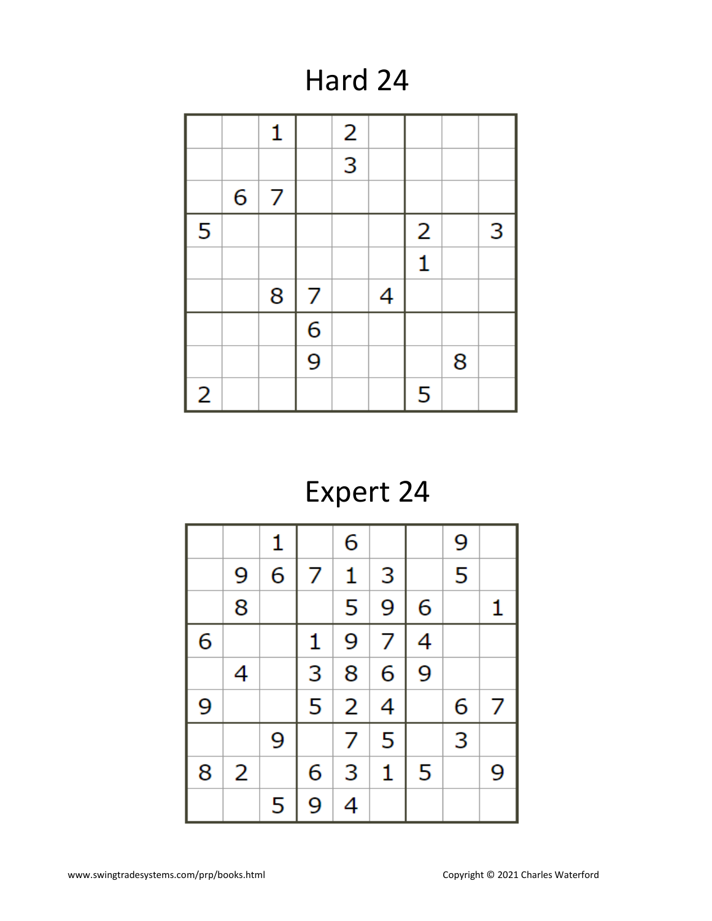# Hard 24

|   |   |   |   |   |   |   |   |   |
|---|---|---|---|---|---|---|---|---|
|   |   | 1 |   | 2 |   |   |   |   |
|   |   |   |   | 3 |   |   |   |   |
|   | 6 | 7 |   |   |   |   |   |   |
| 5 |   |   |   |   |   | 2 |   | 3 |
|   |   |   |   |   |   | 1 |   |   |
|   |   | 8 | 7 |   | 4 |   |   |   |
|   |   |   | 6 |   |   |   |   |   |
|   |   |   | 9 |   |   |   | 8 |   |
| 2 |   |   |   |   |   | 5 |   |   |

# Expert 24

|   |   |   |   |   |   |   |   |   |
|---|---|---|---|---|---|---|---|---|
|   |   | 1 |   | 6 |   |   | 9 |   |
|   | 9 | 6 | 7 | 1 | 3 |   | 5 |   |
|   | 8 |   |   | 5 | 9 | 6 |   | 1 |
| 6 |   |   | 1 | 9 | 7 | 4 |   |   |
|   | 4 |   | 3 | 8 | 6 | 9 |   |   |
| 9 |   |   | 5 | 2 | 4 |   | 6 | 7 |
|   |   | 9 |   | 7 | 5 |   | 3 |   |
| 8 | 2 |   | 6 | 3 | 1 | 5 |   | 9 |
|   |   | 5 | 9 | 4 |   |   |   |   |

www.swingtradesystems.com/prp/books.html

Copyright © 2021 Charles Waterford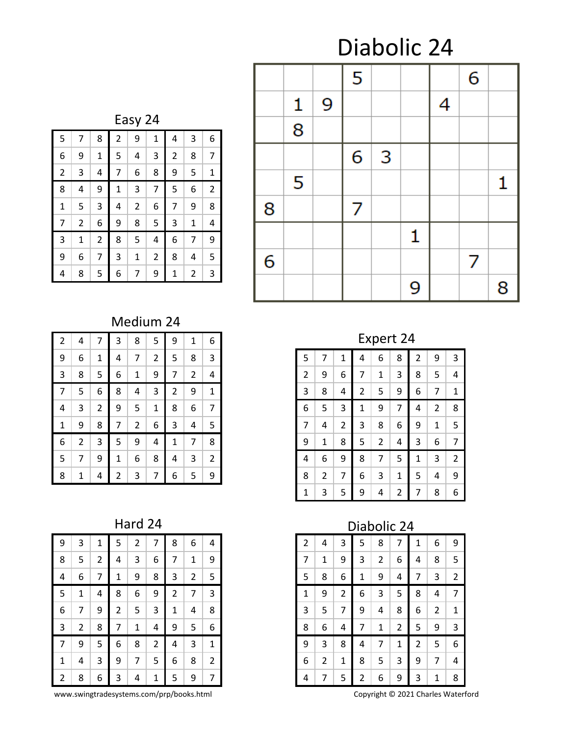# Diabolic 24

| | | | | | | | | |
|---|---|---|---|---|---|---|---|---|
| | | | 5 | | | | 6 | |
| | 1 | 9 | | | | 4 | | |
| | 8 | | | | | | | |
| | | | 6 | 3 | | | | |
| | 5 | | | | | | | 1 |
| 8 | | | 7 | | | | | |
| | | | | | 1 | | | |
| 6 | | | | | | | 7 | |
| | | | | | 9 | | | 8 |

## Easy 24

| | | | | | | | | |
|---|---|---|---|---|---|---|---|---|
| 5 | 7 | 8 | 2 | 9 | 1 | 4 | 3 | 6 |
| 6 | 9 | 1 | 5 | 4 | 3 | 2 | 8 | 7 |
| 2 | 3 | 4 | 7 | 6 | 8 | 9 | 5 | 1 |
| 8 | 4 | 9 | 1 | 3 | 7 | 5 | 6 | 2 |
| 1 | 5 | 3 | 4 | 2 | 6 | 7 | 9 | 8 |
| 7 | 2 | 6 | 9 | 8 | 5 | 3 | 1 | 4 |
| 3 | 1 | 2 | 8 | 5 | 4 | 6 | 7 | 9 |
| 9 | 6 | 7 | 3 | 1 | 2 | 8 | 4 | 5 |
| 4 | 8 | 5 | 6 | 7 | 9 | 1 | 2 | 3 |

## Medium 24

| | | | | | | | | |
|---|---|---|---|---|---|---|---|---|
| 2 | 4 | 7 | 3 | 8 | 5 | 9 | 1 | 6 |
| 9 | 6 | 1 | 4 | 7 | 2 | 5 | 8 | 3 |
| 3 | 8 | 5 | 6 | 1 | 9 | 7 | 2 | 4 |
| 7 | 5 | 6 | 8 | 4 | 3 | 2 | 9 | 1 |
| 4 | 3 | 2 | 9 | 5 | 1 | 8 | 6 | 7 |
| 1 | 9 | 8 | 7 | 2 | 6 | 3 | 4 | 5 |
| 6 | 2 | 3 | 5 | 9 | 4 | 1 | 7 | 8 |
| 5 | 7 | 9 | 1 | 6 | 8 | 4 | 3 | 2 |
| 8 | 1 | 4 | 2 | 3 | 7 | 6 | 5 | 9 |

## Expert 24

| | | | | | | | | |
|---|---|---|---|---|---|---|---|---|
| 5 | 7 | 1 | 4 | 6 | 8 | 2 | 9 | 3 |
| 2 | 9 | 6 | 7 | 1 | 3 | 8 | 5 | 4 |
| 3 | 8 | 4 | 2 | 5 | 9 | 6 | 7 | 1 |
| 6 | 5 | 3 | 1 | 9 | 7 | 4 | 2 | 8 |
| 7 | 4 | 2 | 3 | 8 | 6 | 9 | 1 | 5 |
| 9 | 1 | 8 | 5 | 2 | 4 | 3 | 6 | 7 |
| 4 | 6 | 9 | 8 | 7 | 5 | 1 | 3 | 2 |
| 8 | 2 | 7 | 6 | 3 | 1 | 5 | 4 | 9 |
| 1 | 3 | 5 | 9 | 4 | 2 | 7 | 8 | 6 |

## Hard 24

| | | | | | | | | |
|---|---|---|---|---|---|---|---|---|
| 9 | 3 | 1 | 5 | 2 | 7 | 8 | 6 | 4 |
| 8 | 5 | 2 | 4 | 3 | 6 | 7 | 1 | 9 |
| 4 | 6 | 7 | 1 | 9 | 8 | 3 | 2 | 5 |
| 5 | 1 | 4 | 8 | 6 | 9 | 2 | 7 | 3 |
| 6 | 7 | 9 | 2 | 5 | 3 | 1 | 4 | 8 |
| 3 | 2 | 8 | 7 | 1 | 4 | 9 | 5 | 6 |
| 7 | 9 | 5 | 6 | 8 | 2 | 4 | 3 | 1 |
| 1 | 4 | 3 | 9 | 7 | 5 | 6 | 8 | 2 |
| 2 | 8 | 6 | 3 | 4 | 1 | 5 | 9 | 7 |

## Diabolic 24

| | | | | | | | | |
|---|---|---|---|---|---|---|---|---|
| 2 | 4 | 3 | 5 | 8 | 7 | 1 | 6 | 9 |
| 7 | 1 | 9 | 3 | 2 | 6 | 4 | 8 | 5 |
| 5 | 8 | 6 | 1 | 9 | 4 | 7 | 3 | 2 |
| 1 | 9 | 2 | 6 | 3 | 5 | 8 | 4 | 7 |
| 3 | 5 | 7 | 9 | 4 | 8 | 6 | 2 | 1 |
| 8 | 6 | 4 | 7 | 1 | 2 | 5 | 9 | 3 |
| 9 | 3 | 8 | 4 | 7 | 1 | 2 | 5 | 6 |
| 6 | 2 | 1 | 8 | 5 | 3 | 9 | 7 | 4 |
| 4 | 7 | 5 | 2 | 6 | 9 | 3 | 1 | 8 |

www.swingtradesystems.com/prp/books.html

Copyright © 2021 Charles Waterford